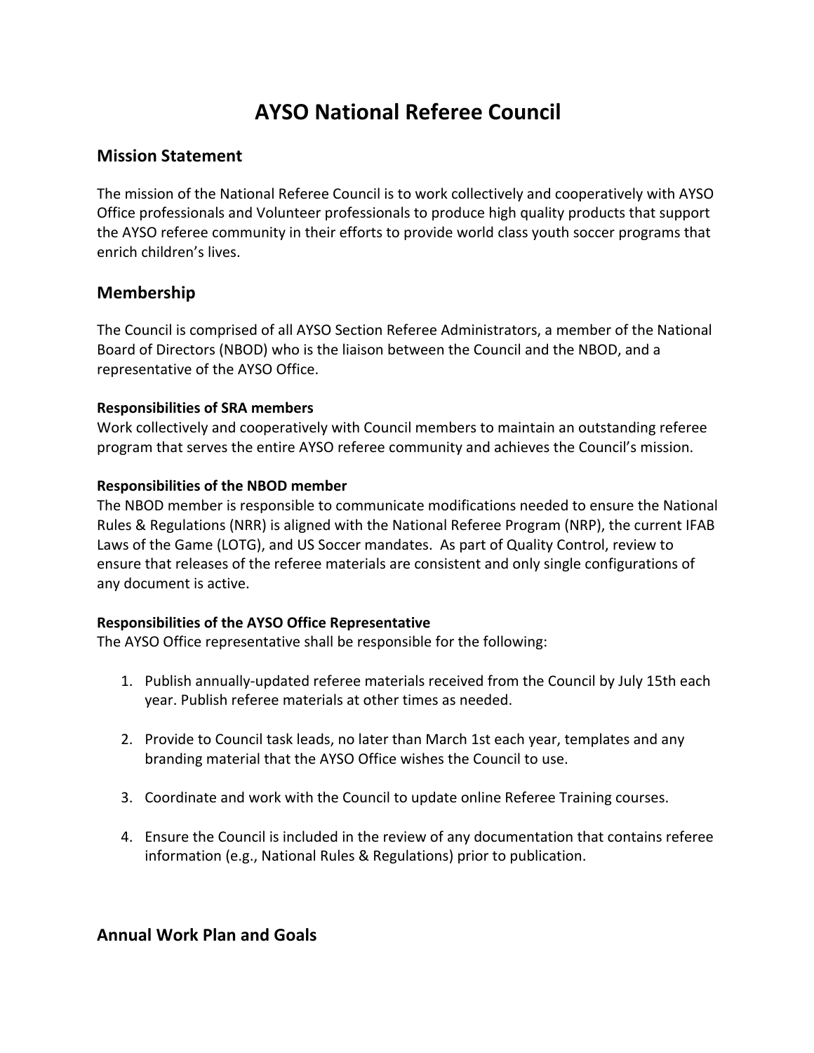# AYSO National Referee Council

## Mission Statement

The mission of the National Referee Council is to work collectively and cooperatively with AYSO Office professionals and Volunteer professionals to produce high quality products that support the AYSO referee community in their efforts to provide world class youth soccer programs that enrich children's lives.

## Membership

The Council is comprised of all AYSO Section Referee Administrators, a member of the National Board of Directors (NBOD) who is the liaison between the Council and the NBOD, and a representative of the AYSO Office.

#### Responsibilities of SRA members

Work collectively and cooperatively with Council members to maintain an outstanding referee program that serves the entire AYSO referee community and achieves the Council's mission.

#### Responsibilities of the NBOD member

The NBOD member is responsible to communicate modifications needed to ensure the National Rules & Regulations (NRR) is aligned with the National Referee Program (NRP), the current IFAB Laws of the Game (LOTG), and US Soccer mandates. As part of Quality Control, review to ensure that releases of the referee materials are consistent and only single configurations of any document is active.

#### Responsibilities of the AYSO Office Representative

The AYSO Office representative shall be responsible for the following:

1. Publish annually-updated referee materials received from the Council by July 15th each year. Publish referee materials at other times as needed.

2. Provide to Council task leads, no later than March 1st each year, templates and any branding material that the AYSO Office wishes the Council to use.

3. Coordinate and work with the Council to update online Referee Training courses.

4. Ensure the Council is included in the review of any documentation that contains referee information (e.g., National Rules & Regulations) prior to publication.

## Annual Work Plan and Goals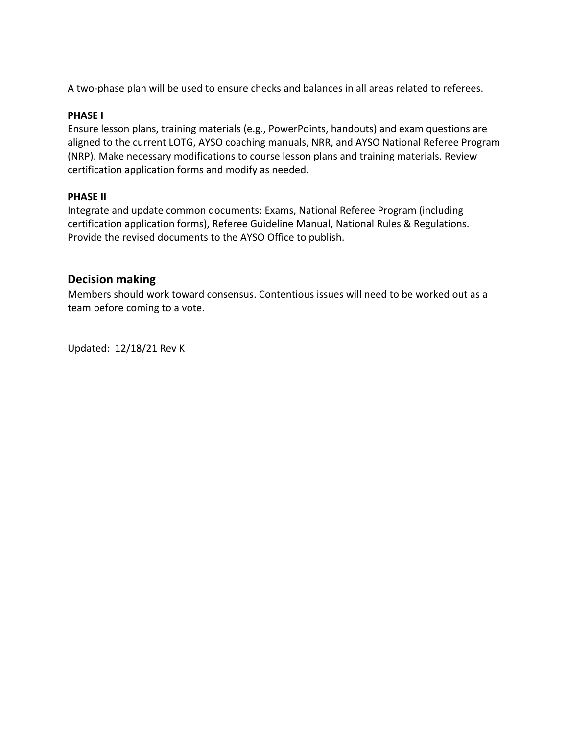A two-phase plan will be used to ensure checks and balances in all areas related to referees.

**PHASE I**

Ensure lesson plans, training materials (e.g., PowerPoints, handouts) and exam questions are aligned to the current LOTG, AYSO coaching manuals, NRR, and AYSO National Referee Program (NRP). Make necessary modifications to course lesson plans and training materials. Review certification application forms and modify as needed.

**PHASE II**

Integrate and update common documents: Exams, National Referee Program (including certification application forms), Referee Guideline Manual, National Rules & Regulations. Provide the revised documents to the AYSO Office to publish.

## Decision making

Members should work toward consensus. Contentious issues will need to be worked out as a team before coming to a vote.

Updated: 12/18/21 Rev K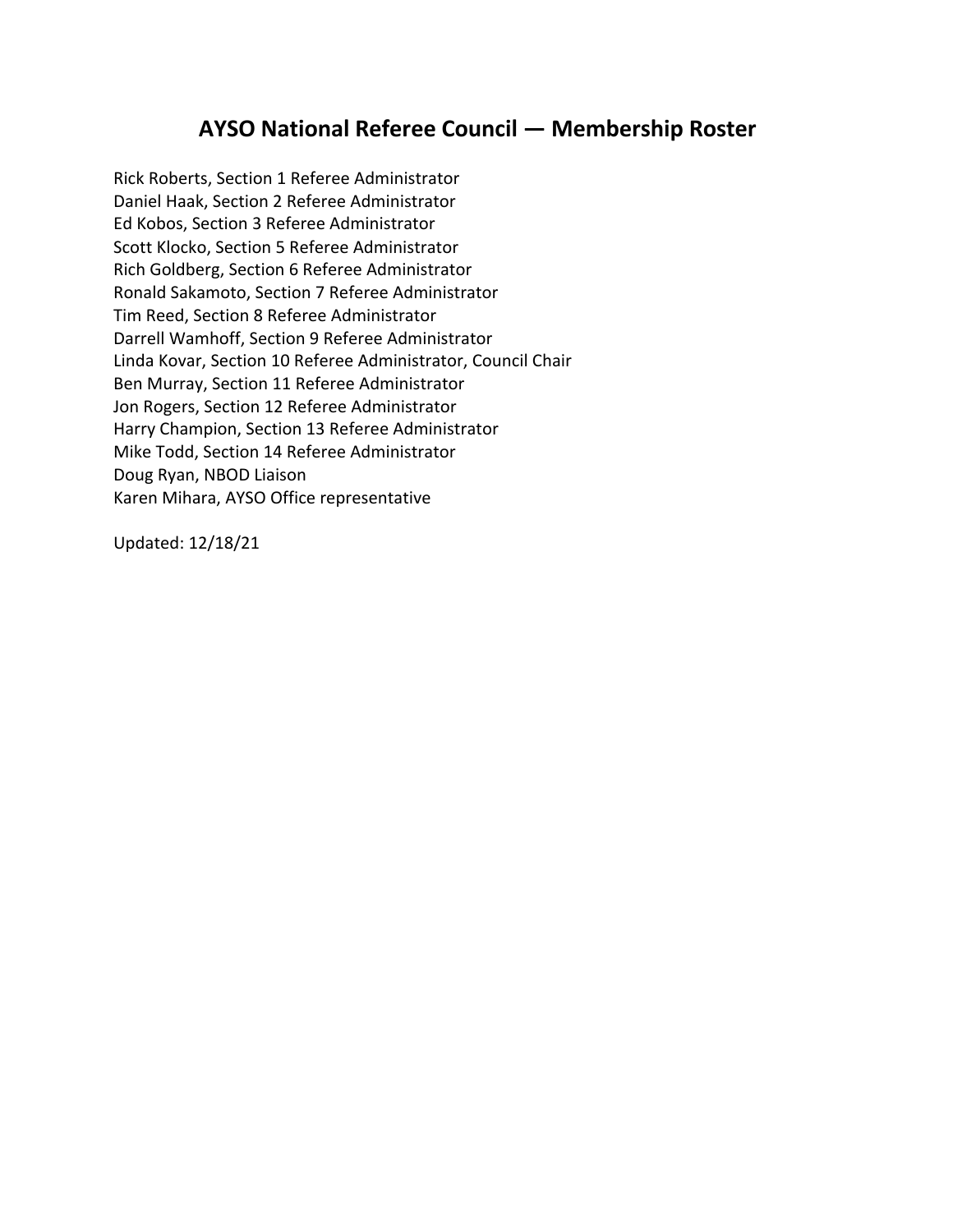# AYSO National Referee Council — Membership Roster

Rick Roberts, Section 1 Referee Administrator
Daniel Haak, Section 2 Referee Administrator
Ed Kobos, Section 3 Referee Administrator
Scott Klocko, Section 5 Referee Administrator
Rich Goldberg, Section 6 Referee Administrator
Ronald Sakamoto, Section 7 Referee Administrator
Tim Reed, Section 8 Referee Administrator
Darrell Wamhoff, Section 9 Referee Administrator
Linda Kovar, Section 10 Referee Administrator, Council Chair
Ben Murray, Section 11 Referee Administrator
Jon Rogers, Section 12 Referee Administrator
Harry Champion, Section 13 Referee Administrator
Mike Todd, Section 14 Referee Administrator
Doug Ryan, NBOD Liaison
Karen Mihara, AYSO Office representative

Updated: 12/18/21